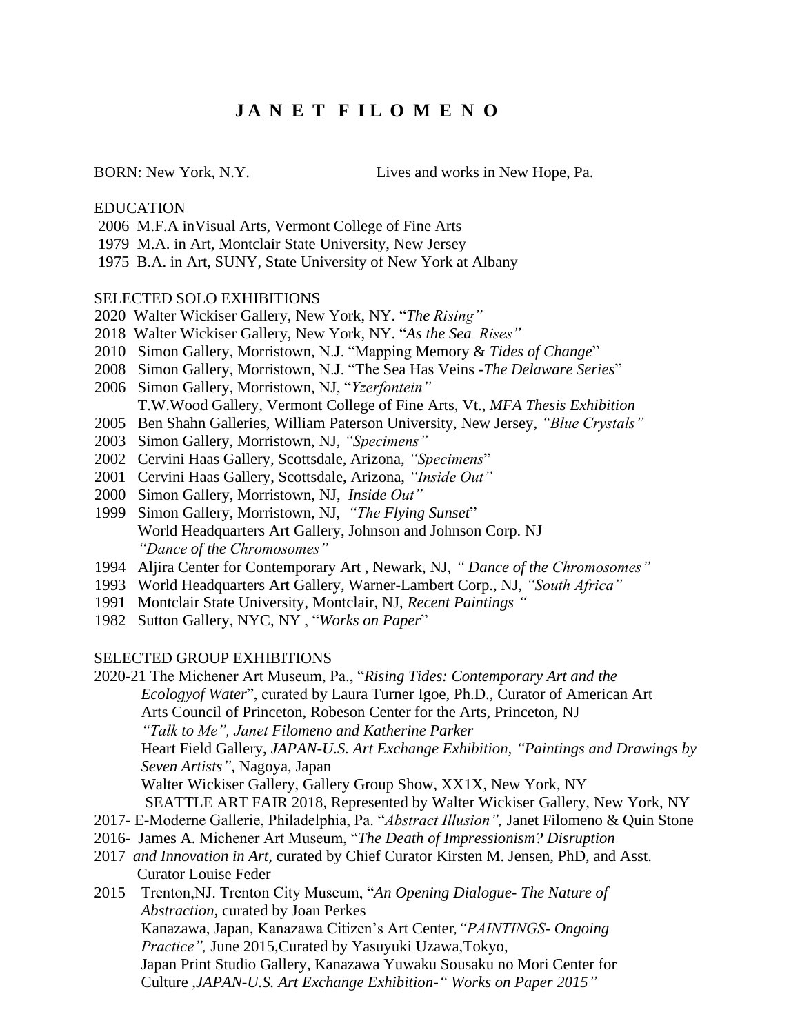# J A N E T F I L O M E N O

BORN: New York, N.Y. Lives and works in New Hope, Pa.

EDUCATION

2006 M.F.A inVisual Arts, Vermont College of Fine Arts
1979 M.A. in Art, Montclair State University, New Jersey
1975 B.A. in Art, SUNY, State University of New York at Albany

SELECTED SOLO EXHIBITIONS

2020 Walter Wickiser Gallery, New York, NY. "*The Rising"*
2018 Walter Wickiser Gallery, New York, NY. "*As the Sea Rises"*
2010 Simon Gallery, Morristown, N.J. "Mapping Memory & *Tides of Change*"
2008 Simon Gallery, Morristown, N.J. "The Sea Has Veins -*The Delaware Series*"
2006 Simon Gallery, Morristown, NJ, "*Yzerfontein"*
T.W.Wood Gallery, Vermont College of Fine Arts, Vt., *MFA Thesis Exhibition*
2005 Ben Shahn Galleries, William Paterson University, New Jersey, *"Blue Crystals"*
2003 Simon Gallery, Morristown, NJ, *"Specimens"*
2002 Cervini Haas Gallery, Scottsdale, Arizona, *"Specimens*"
2001 Cervini Haas Gallery, Scottsdale, Arizona, *"Inside Out"*
2000 Simon Gallery, Morristown, NJ, *Inside Out"*
1999 Simon Gallery, Morristown, NJ, *"The Flying Sunset*"
World Headquarters Art Gallery, Johnson and Johnson Corp. NJ
*"Dance of the Chromosomes"*
1994 Aljira Center for Contemporary Art , Newark, NJ, *" Dance of the Chromosomes"*
1993 World Headquarters Art Gallery, Warner-Lambert Corp., NJ, *"South Africa"*
1991 Montclair State University, Montclair, NJ, *Recent Paintings "*
1982 Sutton Gallery, NYC, NY , "*Works on Paper*"

SELECTED GROUP EXHIBITIONS

2020-21 The Michener Art Museum, Pa., "*Rising Tides: Contemporary Art and the Ecologyof Water*", curated by Laura Turner Igoe, Ph.D., Curator of American Art
Arts Council of Princeton, Robeson Center for the Arts, Princeton, NJ
*"Talk to Me", Janet Filomeno and Katherine Parker*
Heart Field Gallery, *JAPAN-U.S. Art Exchange Exhibition, "Paintings and Drawings by Seven Artists"*, Nagoya, Japan
Walter Wickiser Gallery, Gallery Group Show, XX1X, New York, NY
SEATTLE ART FAIR 2018, Represented by Walter Wickiser Gallery, New York, NY
2017- E-Moderne Gallerie, Philadelphia, Pa. "*Abstract Illusion",* Janet Filomeno & Quin Stone
2016- James A. Michener Art Museum, "*The Death of Impressionism? Disruption*
2017 *and Innovation in Art*, curated by Chief Curator Kirsten M. Jensen, PhD, and Asst. Curator Louise Feder
2015 Trenton,NJ. Trenton City Museum, "*An Opening Dialogue- The Nature of Abstraction*, curated by Joan Perkes
Kanazawa, Japan, Kanazawa Citizen's Art Center*,"PAINTINGS- Ongoing Practice",* June 2015,Curated by Yasuyuki Uzawa,Tokyo,
Japan Print Studio Gallery, Kanazawa Yuwaku Sousaku no Mori Center for Culture *,JAPAN-U.S. Art Exchange Exhibition-" Works on Paper 2015"*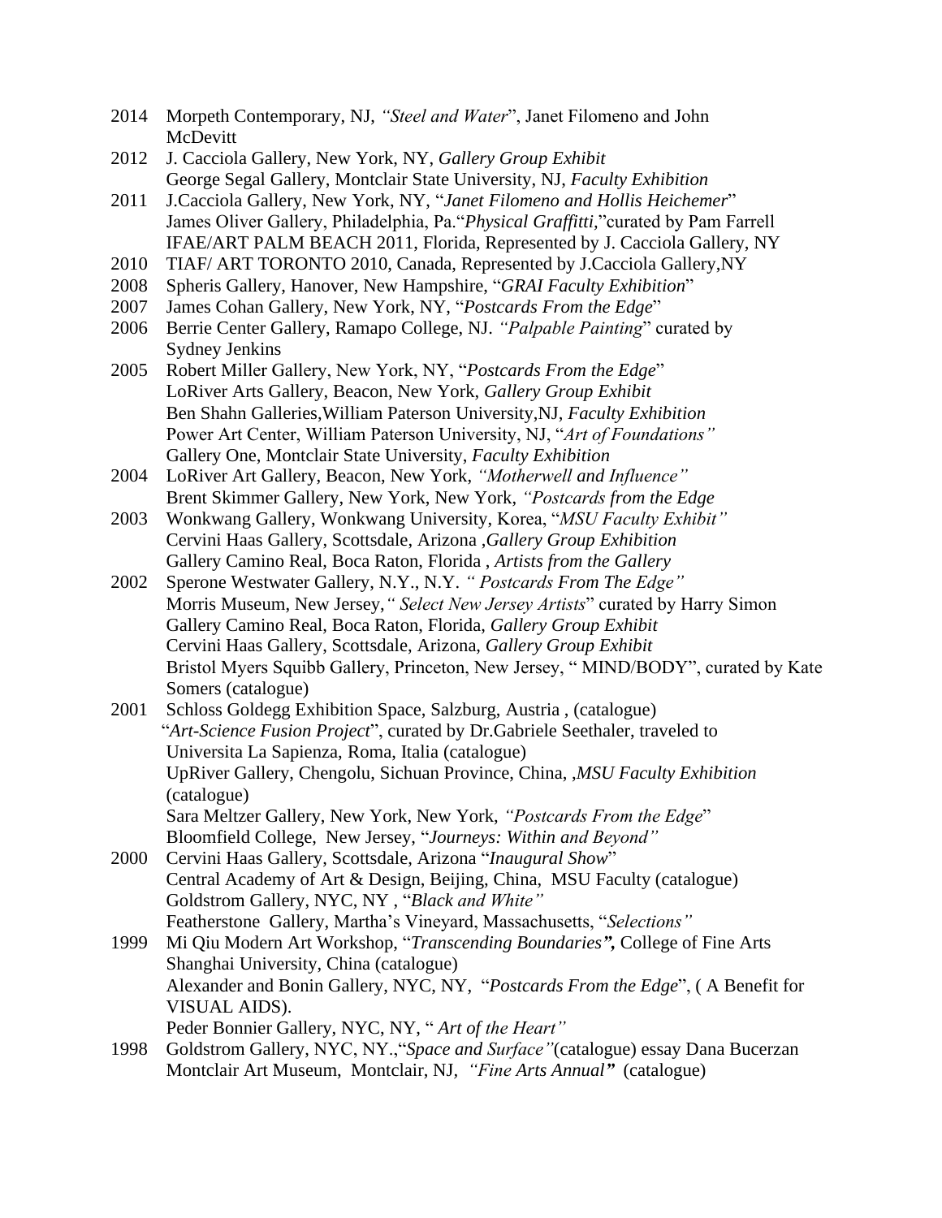2014 Morpeth Contemporary, NJ, *"Steel and Water*", Janet Filomeno and John McDevitt

2012 J. Cacciola Gallery, New York, NY, *Gallery Group Exhibit*
George Segal Gallery, Montclair State University, NJ, *Faculty Exhibition*

2011 J.Cacciola Gallery, New York, NY, "*Janet Filomeno and Hollis Heichemer*"
James Oliver Gallery, Philadelphia, Pa."*Physical Graffitti,*"curated by Pam Farrell
IFAE/ART PALM BEACH 2011, Florida, Represented by J. Cacciola Gallery, NY

2010 TIAF/ ART TORONTO 2010, Canada, Represented by J.Cacciola Gallery,NY

2008 Spheris Gallery, Hanover, New Hampshire, "*GRAI Faculty Exhibition*"

2007 James Cohan Gallery, New York, NY, "*Postcards From the Edge*"

2006 Berrie Center Gallery, Ramapo College, NJ. *"Palpable Painting*" curated by Sydney Jenkins

2005 Robert Miller Gallery, New York, NY, "*Postcards From the Edge*"
LoRiver Arts Gallery, Beacon, New York, *Gallery Group Exhibit*
Ben Shahn Galleries,William Paterson University,NJ, *Faculty Exhibition*
Power Art Center, William Paterson University, NJ, "*Art of Foundations"*
Gallery One, Montclair State University, *Faculty Exhibition*

2004 LoRiver Art Gallery, Beacon, New York, *"Motherwell and Influence"*
Brent Skimmer Gallery, New York, New York, *"Postcards from the Edge*

2003 Wonkwang Gallery, Wonkwang University, Korea, "*MSU Faculty Exhibit"*
Cervini Haas Gallery, Scottsdale, Arizona ,*Gallery Group Exhibition*
Gallery Camino Real, Boca Raton, Florida , *Artists from the Gallery*

2002 Sperone Westwater Gallery, N.Y., N.Y. *" Postcards From The Edge"*
Morris Museum, New Jersey,*" Select New Jersey Artists*" curated by Harry Simon
Gallery Camino Real, Boca Raton, Florida, *Gallery Group Exhibit*
Cervini Haas Gallery, Scottsdale, Arizona, *Gallery Group Exhibit*
Bristol Myers Squibb Gallery, Princeton, New Jersey, " MIND/BODY", curated by Kate Somers (catalogue)

2001 Schloss Goldegg Exhibition Space, Salzburg, Austria , (catalogue)
"*Art-Science Fusion Project*", curated by Dr.Gabriele Seethaler, traveled to Universita La Sapienza, Roma, Italia (catalogue)
UpRiver Gallery, Chengolu, Sichuan Province, China, ,*MSU Faculty Exhibition* (catalogue)
Sara Meltzer Gallery, New York, New York, *"Postcards From the Edge*"
Bloomfield College, New Jersey, "*Journeys: Within and Beyond"*

2000 Cervini Haas Gallery, Scottsdale, Arizona "*Inaugural Show*"
Central Academy of Art & Design, Beijing, China, MSU Faculty (catalogue)
Goldstrom Gallery, NYC, NY , "*Black and White"*
Featherstone Gallery, Martha's Vineyard, Massachusetts, "*Selections"*

1999 Mi Qiu Modern Art Workshop, "*Transcending Boundaries",* College of Fine Arts Shanghai University, China (catalogue)
Alexander and Bonin Gallery, NYC, NY, "*Postcards From the Edge*", ( A Benefit for VISUAL AIDS).
Peder Bonnier Gallery, NYC, NY, " *Art of the Heart"*

1998 Goldstrom Gallery, NYC, NY.,"*Space and Surface"*(catalogue) essay Dana Bucerzan
Montclair Art Museum, Montclair, NJ, *"Fine Arts Annual"* (catalogue)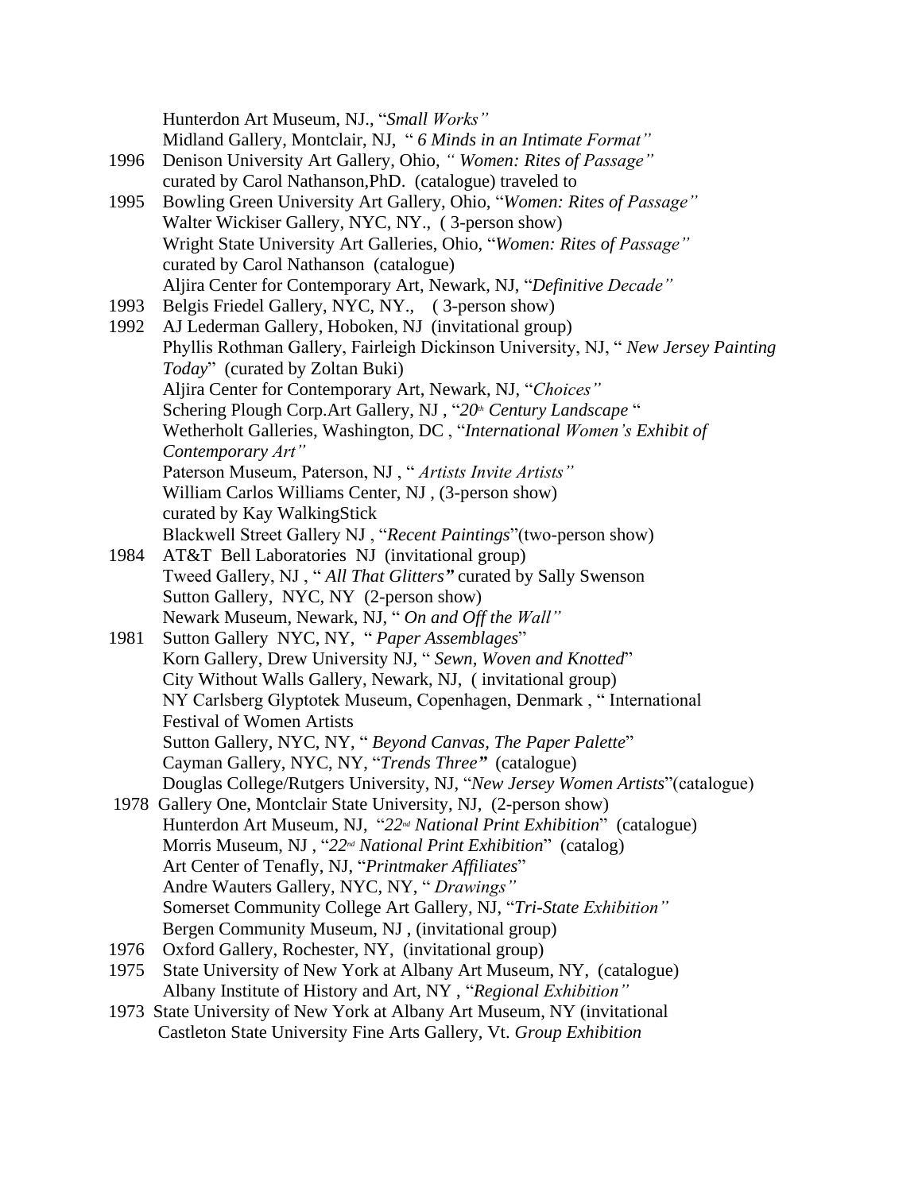Hunterdon Art Museum, NJ., "*Small Works"*
Midland Gallery, Montclair, NJ, " *6 Minds in an Intimate Format"*

1996 Denison University Art Gallery, Ohio, *" Women: Rites of Passage"*
curated by Carol Nathanson,PhD. (catalogue) traveled to

1995 Bowling Green University Art Gallery, Ohio, "*Women: Rites of Passage"*
Walter Wickiser Gallery, NYC, NY., ( 3-person show)
Wright State University Art Galleries, Ohio, "*Women: Rites of Passage"*
curated by Carol Nathanson (catalogue)
Aljira Center for Contemporary Art, Newark, NJ, "*Definitive Decade"*

1993 Belgis Friedel Gallery, NYC, NY., ( 3-person show)

1992 AJ Lederman Gallery, Hoboken, NJ (invitational group)
Phyllis Rothman Gallery, Fairleigh Dickinson University, NJ, " *New Jersey Painting Today*" (curated by Zoltan Buki)
Aljira Center for Contemporary Art, Newark, NJ, "*Choices"*
Schering Plough Corp.Art Gallery, NJ , "*20th Century Landscape* "
Wetherholt Galleries, Washington, DC , "*International Women's Exhibit of Contemporary Art"*
Paterson Museum, Paterson, NJ , " *Artists Invite Artists"*
William Carlos Williams Center, NJ , (3-person show)
curated by Kay WalkingStick
Blackwell Street Gallery NJ , "*Recent Paintings*"(two-person show)

1984 AT&T Bell Laboratories NJ (invitational group)
Tweed Gallery, NJ , " *All That Glitters"* curated by Sally Swenson
Sutton Gallery, NYC, NY (2-person show)
Newark Museum, Newark, NJ, " *On and Off the Wall"*

1981 Sutton Gallery NYC, NY, " *Paper Assemblages*"
Korn Gallery, Drew University NJ, " *Sewn, Woven and Knotted*"
City Without Walls Gallery, Newark, NJ, ( invitational group)
NY Carlsberg Glyptotek Museum, Copenhagen, Denmark , " International Festival of Women Artists
Sutton Gallery, NYC, NY, " *Beyond Canvas, The Paper Palette*"
Cayman Gallery, NYC, NY, "*Trends Three"* (catalogue)
Douglas College/Rutgers University, NJ, "*New Jersey Women Artists*"(catalogue)

1978 Gallery One, Montclair State University, NJ, (2-person show)
Hunterdon Art Museum, NJ, "*22nd National Print Exhibition*" (catalogue)
Morris Museum, NJ , "*22nd National Print Exhibition*" (catalog)
Art Center of Tenafly, NJ, "*Printmaker Affiliates*"
Andre Wauters Gallery, NYC, NY, " *Drawings"*
Somerset Community College Art Gallery, NJ, "*Tri-State Exhibition"*
Bergen Community Museum, NJ , (invitational group)

1976 Oxford Gallery, Rochester, NY, (invitational group)

1975 State University of New York at Albany Art Museum, NY, (catalogue)
Albany Institute of History and Art, NY , "*Regional Exhibition"*

1973 State University of New York at Albany Art Museum, NY (invitational
Castleton State University Fine Arts Gallery, Vt. *Group Exhibition*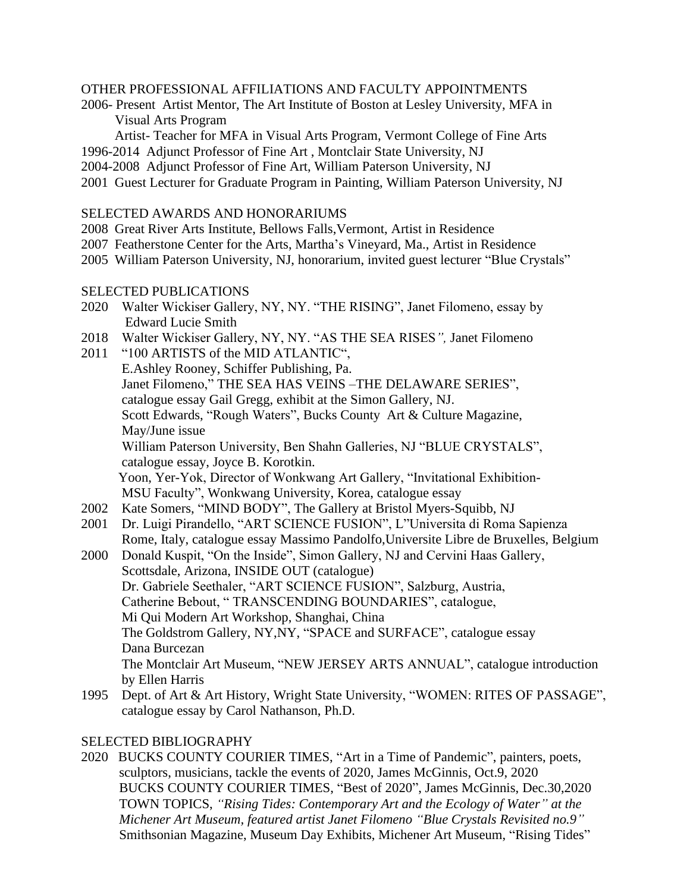## OTHER PROFESSIONAL AFFILIATIONS AND FACULTY APPOINTMENTS

2006- Present Artist Mentor, The Art Institute of Boston at Lesley University, MFA in Visual Arts Program
Artist- Teacher for MFA in Visual Arts Program, Vermont College of Fine Arts

1996-2014 Adjunct Professor of Fine Art , Montclair State University, NJ

2004-2008 Adjunct Professor of Fine Art, William Paterson University, NJ

2001 Guest Lecturer for Graduate Program in Painting, William Paterson University, NJ

## SELECTED AWARDS AND HONORARIUMS

2008 Great River Arts Institute, Bellows Falls,Vermont, Artist in Residence

2007 Featherstone Center for the Arts, Martha's Vineyard, Ma., Artist in Residence

2005 William Paterson University, NJ, honorarium, invited guest lecturer "Blue Crystals"

## SELECTED PUBLICATIONS

2020 Walter Wickiser Gallery, NY, NY. "THE RISING", Janet Filomeno, essay by Edward Lucie Smith

2018 Walter Wickiser Gallery, NY, NY. "AS THE SEA RISES*",* Janet Filomeno

2011 "100 ARTISTS of the MID ATLANTIC",
E.Ashley Rooney, Schiffer Publishing, Pa.
Janet Filomeno," THE SEA HAS VEINS –THE DELAWARE SERIES", catalogue essay Gail Gregg, exhibit at the Simon Gallery, NJ.
Scott Edwards, "Rough Waters", Bucks County Art & Culture Magazine, May/June issue
William Paterson University, Ben Shahn Galleries, NJ "BLUE CRYSTALS", catalogue essay, Joyce B. Korotkin.
Yoon, Yer-Yok, Director of Wonkwang Art Gallery, "Invitational Exhibition-MSU Faculty", Wonkwang University, Korea, catalogue essay

2002 Kate Somers, "MIND BODY", The Gallery at Bristol Myers-Squibb, NJ

2001 Dr. Luigi Pirandello, "ART SCIENCE FUSION", L"Universita di Roma Sapienza Rome, Italy, catalogue essay Massimo Pandolfo,Universite Libre de Bruxelles, Belgium

2000 Donald Kuspit, "On the Inside", Simon Gallery, NJ and Cervini Haas Gallery, Scottsdale, Arizona, INSIDE OUT (catalogue)
Dr. Gabriele Seethaler, "ART SCIENCE FUSION", Salzburg, Austria,
Catherine Bebout, " TRANSCENDING BOUNDARIES", catalogue, Mi Qui Modern Art Workshop, Shanghai, China
The Goldstrom Gallery, NY,NY, "SPACE and SURFACE", catalogue essay Dana Burcezan
The Montclair Art Museum, "NEW JERSEY ARTS ANNUAL", catalogue introduction by Ellen Harris

1995 Dept. of Art & Art History, Wright State University, "WOMEN: RITES OF PASSAGE", catalogue essay by Carol Nathanson, Ph.D.

## SELECTED BIBLIOGRAPHY

2020 BUCKS COUNTY COURIER TIMES, "Art in a Time of Pandemic", painters, poets, sculptors, musicians, tackle the events of 2020, James McGinnis, Oct.9, 2020
BUCKS COUNTY COURIER TIMES, "Best of 2020", James McGinnis, Dec.30,2020
TOWN TOPICS, *"Rising Tides: Contemporary Art and the Ecology of Water" at the Michener Art Museum, featured artist Janet Filomeno "Blue Crystals Revisited no.9"*
Smithsonian Magazine, Museum Day Exhibits, Michener Art Museum, "Rising Tides"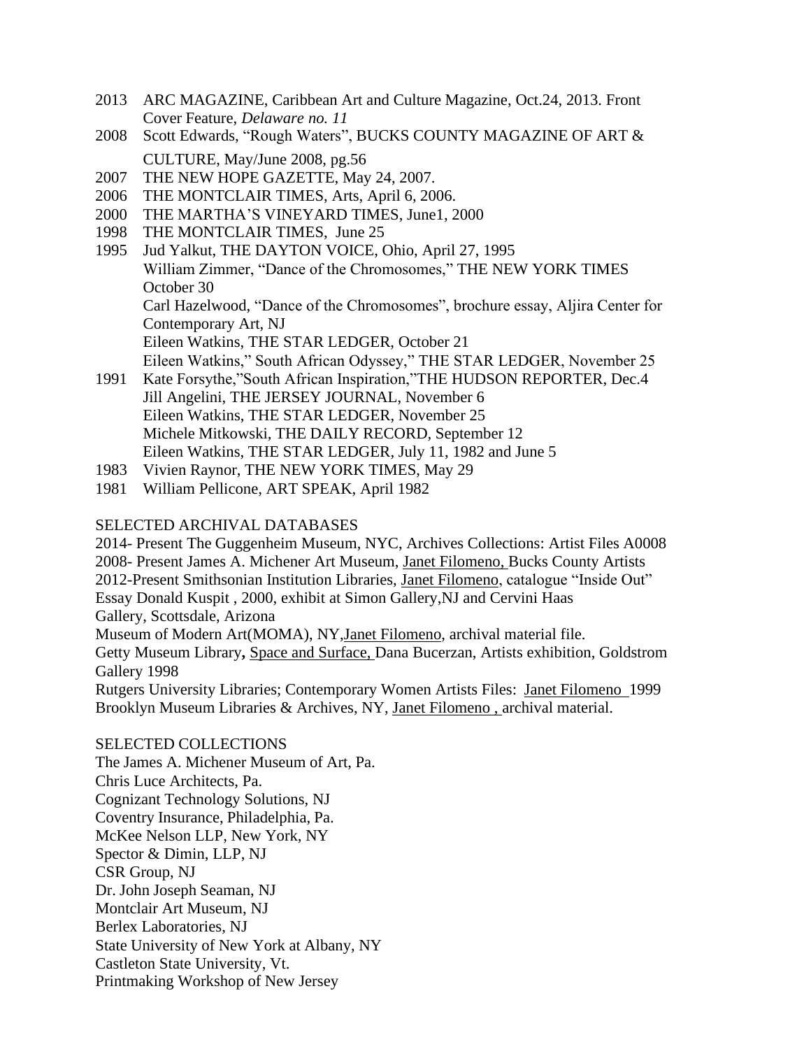2013 ARC MAGAZINE, Caribbean Art and Culture Magazine, Oct.24, 2013. Front Cover Feature, *Delaware no. 11*

2008 Scott Edwards, "Rough Waters", BUCKS COUNTY MAGAZINE OF ART & CULTURE, May/June 2008, pg.56

2007 THE NEW HOPE GAZETTE, May 24, 2007.

2006 THE MONTCLAIR TIMES, Arts, April 6, 2006.

2000 THE MARTHA'S VINEYARD TIMES, June1, 2000

1998 THE MONTCLAIR TIMES, June 25

1995 Jud Yalkut, THE DAYTON VOICE, Ohio, April 27, 1995
William Zimmer, "Dance of the Chromosomes," THE NEW YORK TIMES October 30
Carl Hazelwood, "Dance of the Chromosomes", brochure essay, Aljira Center for Contemporary Art, NJ
Eileen Watkins, THE STAR LEDGER, October 21
Eileen Watkins," South African Odyssey," THE STAR LEDGER, November 25

1991 Kate Forsythe,"South African Inspiration,"THE HUDSON REPORTER, Dec.4
Jill Angelini, THE JERSEY JOURNAL, November 6
Eileen Watkins, THE STAR LEDGER, November 25
Michele Mitkowski, THE DAILY RECORD, September 12
Eileen Watkins, THE STAR LEDGER, July 11, 1982 and June 5

1983 Vivien Raynor, THE NEW YORK TIMES, May 29

1981 William Pellicone, ART SPEAK, April 1982

SELECTED ARCHIVAL DATABASES

2014- Present The Guggenheim Museum, NYC, Archives Collections: Artist Files A0008
2008- Present James A. Michener Art Museum, Janet Filomeno, Bucks County Artists
2012-Present Smithsonian Institution Libraries, Janet Filomeno, catalogue "Inside Out" Essay Donald Kuspit , 2000, exhibit at Simon Gallery,NJ and Cervini Haas Gallery, Scottsdale, Arizona
Museum of Modern Art(MOMA), NY,Janet Filomeno, archival material file.
Getty Museum Library**,** Space and Surface, Dana Bucerzan, Artists exhibition, Goldstrom Gallery 1998
Rutgers University Libraries; Contemporary Women Artists Files: Janet Filomeno 1999
Brooklyn Museum Libraries & Archives, NY, Janet Filomeno , archival material.

SELECTED COLLECTIONS

The James A. Michener Museum of Art, Pa.
Chris Luce Architects, Pa.
Cognizant Technology Solutions, NJ
Coventry Insurance, Philadelphia, Pa.
McKee Nelson LLP, New York, NY
Spector & Dimin, LLP, NJ
CSR Group, NJ
Dr. John Joseph Seaman, NJ
Montclair Art Museum, NJ
Berlex Laboratories, NJ
State University of New York at Albany, NY
Castleton State University, Vt.
Printmaking Workshop of New Jersey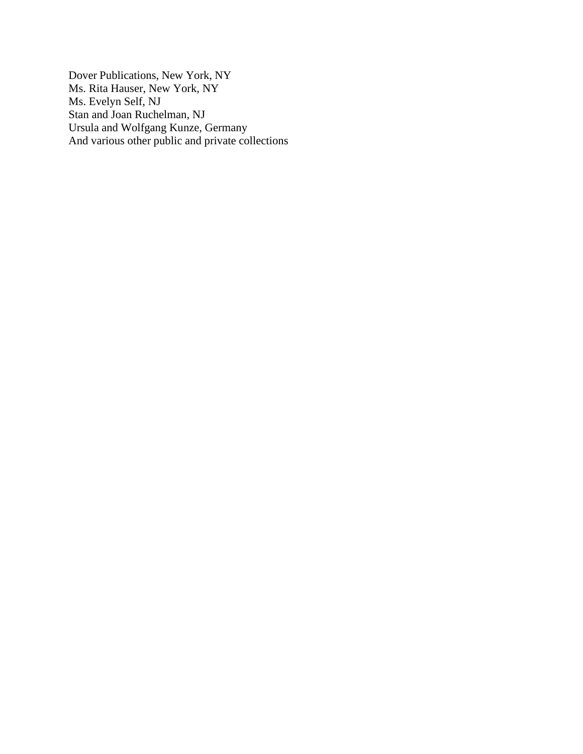Dover Publications, New York, NY
Ms. Rita Hauser, New York, NY
Ms. Evelyn Self, NJ
Stan and Joan Ruchelman, NJ
Ursula and Wolfgang Kunze, Germany
And various other public and private collections